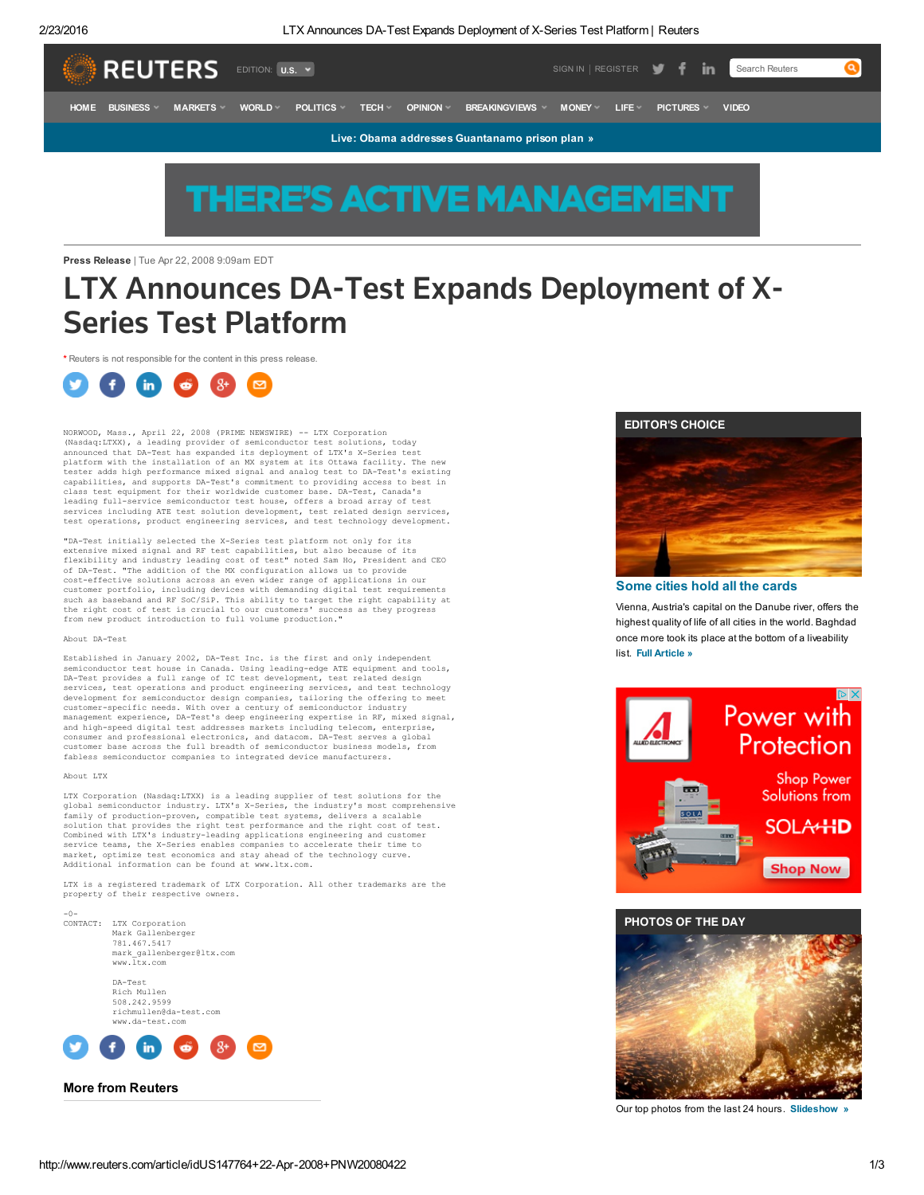**Press Release** | Tue Apr 22, 2008 9:09am EDT

# LTX Announces DA-Test Expands Deployment of X-Series Test Platform

* Reuters is not responsible for the content in this press release.

NORWOOD, Mass., April 22, 2008 (PRIME NEWSWIRE) -- LTX Corporation (Nasdaq:LTXX), a leading provider of semiconductor test solutions, today announced that DA-Test has expanded its deployment of LTX's X-Series test platform with the installation of an MX system at its Ottawa facility. The new tester adds high performance mixed signal and analog test to DA-Test's existing capabilities, and supports DA-Test's commitment to providing access to best in class test equipment for their worldwide customer base. DA-Test, Canada's leading full-service semiconductor test house, offers a broad array of test services including ATE test solution development, test related design services, test operations, product engineering services, and test technology development.

"DA-Test initially selected the X-Series test platform not only for its extensive mixed signal and RF test capabilities, but also because of its flexibility and industry leading cost of test" noted Sam Ho, President and CEO of DA-Test. "The addition of the MX configuration allows us to provide cost-effective solutions across an even wider range of applications in our customer portfolio, including devices with demanding digital test requirements such as baseband and RF SoC/SiP. This ability to target the right capability at the right cost of test is crucial to our customers' success as they progress from new product introduction to full volume production."

About DA-Test

Established in January 2002, DA-Test Inc. is the first and only independent semiconductor test house in Canada. Using leading-edge ATE equipment and tools, DA-Test provides a full range of IC test development, test related design services, test operations and product engineering services, and test technology development for semiconductor design companies, tailoring the offering to meet customer-specific needs. With over a century of semiconductor industry management experience, DA-Test's deep engineering expertise in RF, mixed signal, and high-speed digital test addresses markets including telecom, enterprise, consumer and professional electronics, and datacom. DA-Test serves a global customer base across the full breadth of semiconductor business models, from fabless semiconductor companies to integrated device manufacturers.

About LTX

LTX Corporation (Nasdaq:LTXX) is a leading supplier of test solutions for the global semiconductor industry. LTX's X-Series, the industry's most comprehensive family of production-proven, compatible test systems, delivers a scalable solution that provides the right test performance and the right cost of test. Combined with LTX's industry-leading applications engineering and customer service teams, the X-Series enables companies to accelerate their time to market, optimize test economics and stay ahead of the technology curve. Additional information can be found at www.ltx.com.

LTX is a registered trademark of LTX Corporation. All other trademarks are the property of their respective owners.

-0-

CONTACT: LTX Corporation
Mark Gallenberger
781.467.5417
mark_gallenberger@ltx.com
www.ltx.com

DA-Test
Rich Mullen
508.242.9599
richmullen@da-test.com
www.da-test.com

### More from Reuters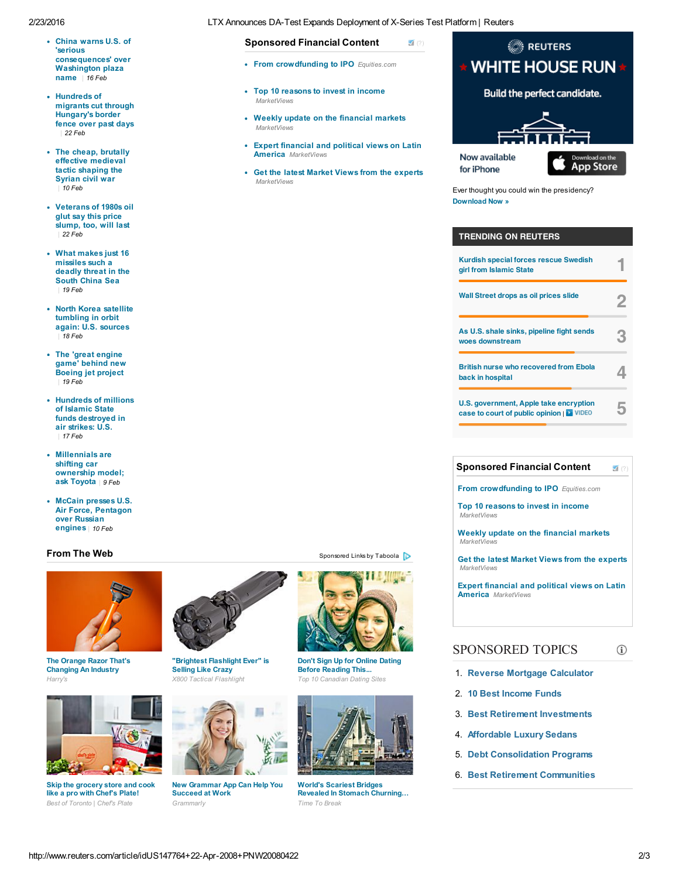- **China warns U.S. of 'serious consequences' over Washington plaza name** | 16 Feb
- **Hundreds of migrants cut through Hungary's border fence over past days** | 22 Feb
- **The cheap, brutally effective medieval tactic shaping the Syrian civil war** | 10 Feb
- **Veterans of 1980s oil glut say this price slump, too, will last** | 22 Feb
- **What makes just 16 missiles such a deadly threat in the South China Sea** | 19 Feb
- **North Korea satellite tumbling in orbit again: U.S. sources** | 18 Feb
- **The 'great engine game' behind new Boeing jet project** | 19 Feb
- **Hundreds of millions of Islamic State funds destroyed in air strikes: U.S.** | 17 Feb
- **Millennials are shifting car ownership model; ask Toyota** | 9 Feb
- **McCain presses U.S. Air Force, Pentagon over Russian engines** | 10 Feb

## Sponsored Financial Content

- **From crowdfunding to IPO** *Equities.com*
- **Top 10 reasons to invest in income** *MarketViews*
- **Weekly update on the financial markets** *MarketViews*
- **Expert financial and political views on Latin America** *MarketViews*
- **Get the latest Market Views from the experts** *MarketViews*

REUTERS WHITE HOUSE RUN

Build the perfect candidate.

Now available for iPhone

Download on the App Store

Ever thought you could win the presidency?
**Download Now »**

## TRENDING ON REUTERS

1. Kurdish special forces rescue Swedish girl from Islamic State
2. Wall Street drops as oil prices slide
3. As U.S. shale sinks, pipeline fight sends woes downstream
4. British nurse who recovered from Ebola back in hospital
5. U.S. government, Apple take encryption case to court of public opinion | VIDEO

## Sponsored Financial Content

- **From crowdfunding to IPO** *Equities.com*
- **Top 10 reasons to invest in income** *MarketViews*
- **Weekly update on the financial markets** *MarketViews*
- **Get the latest Market Views from the experts** *MarketViews*
- **Expert financial and political views on Latin America** *MarketViews*

## From The Web

Sponsored Links by Taboola

- **The Orange Razor That's Changing An Industry** *Harry's*
- **"Brightest Flashlight Ever" is Selling Like Crazy** *X800 Tactical Flashlight*
- **Don't Sign Up for Online Dating Before Reading This...** *Top 10 Canadian Dating Sites*
- **Skip the grocery store and cook like a pro with Chef's Plate!** *Best of Toronto | Chef's Plate*
- **New Grammar App Can Help You Succeed at Work** *Grammarly*
- **World's Scariest Bridges Revealed In Stomach Churning...** *Time To Break*

## SPONSORED TOPICS

1. Reverse Mortgage Calculator
2. 10 Best Income Funds
3. Best Retirement Investments
4. Affordable Luxury Sedans
5. Debt Consolidation Programs
6. Best Retirement Communities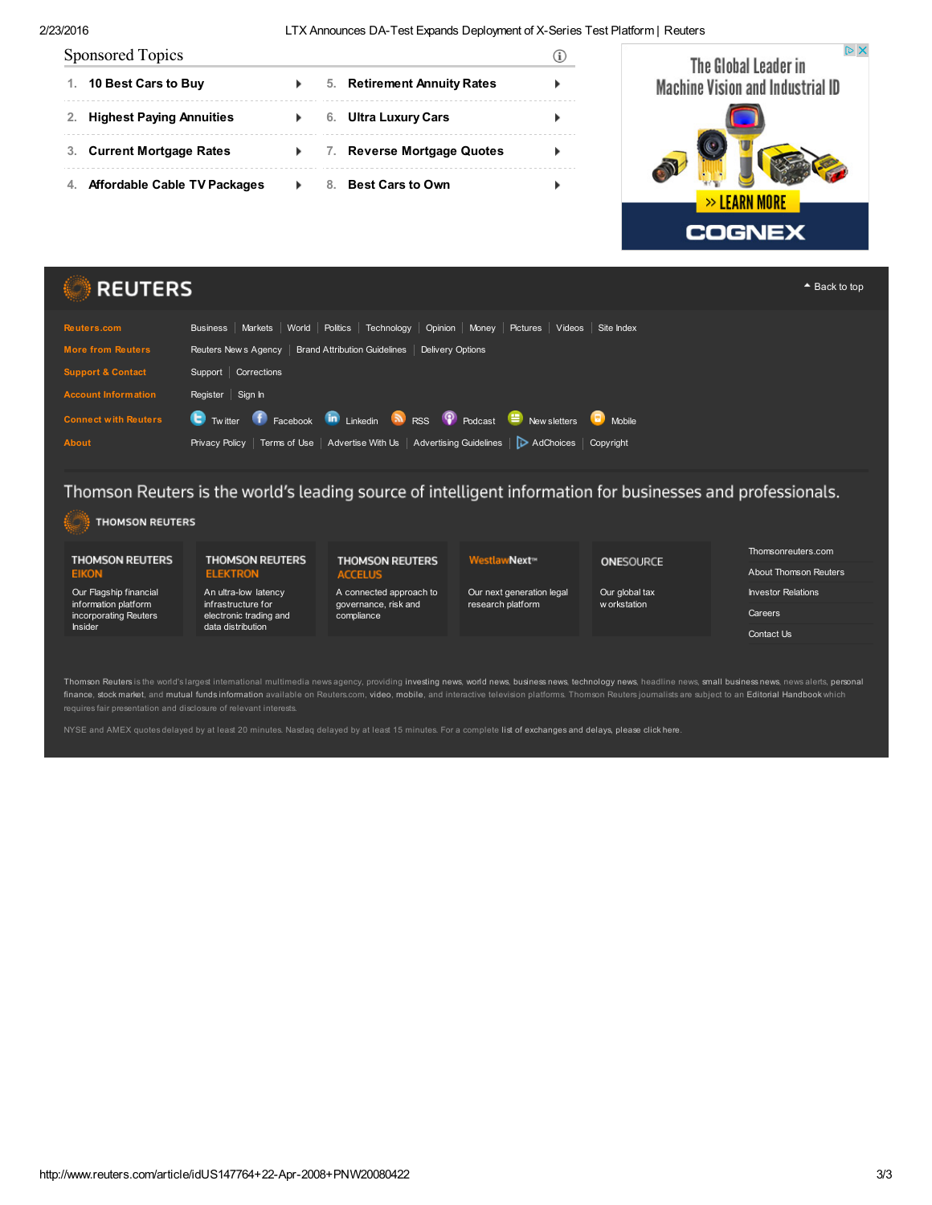Sponsored Topics

1. **10 Best Cars to Buy**
2. **Highest Paying Annuities**
3. **Current Mortgage Rates**
4. **Affordable Cable TV Packages**
5. **Retirement Annuity Rates**
6. **Ultra Luxury Cars**
7. **Reverse Mortgage Quotes**
8. **Best Cars to Own**

The Global Leader in Machine Vision and Industrial ID

» LEARN MORE

COGNEX

REUTERS

Back to top

**Reuters.com** Business | Markets | World | Politics | Technology | Opinion | Money | Pictures | Videos | Site Index

**More from Reuters** Reuters News Agency | Brand Attribution Guidelines | Delivery Options

**Support & Contact** Support | Corrections

**Account Information** Register | Sign In

**Connect with Reuters** Twitter Facebook Linkedin RSS Podcast Newsletters Mobile

**About** Privacy Policy | Terms of Use | Advertise With Us | Advertising Guidelines | AdChoices | Copyright

Thomson Reuters is the world's leading source of intelligent information for businesses and professionals.

THOMSON REUTERS

**THOMSON REUTERS EIKON** Our Flagship financial information platform incorporating Reuters Insider

**THOMSON REUTERS ELEKTRON** An ultra-low latency infrastructure for electronic trading and data distribution

**THOMSON REUTERS ACCELUS** A connected approach to governance, risk and compliance

**WestlawNext™** Our next generation legal research platform

**ONESOURCE** Our global tax workstation

Thomsonreuters.com
About Thomson Reuters
Investor Relations
Careers
Contact Us

Thomson Reuters is the world's largest international multimedia news agency, providing investing news, world news, business news, technology news, headline news, small business news, news alerts, personal finance, stock market, and mutual funds information available on Reuters.com, video, mobile, and interactive television platforms. Thomson Reuters journalists are subject to an Editorial Handbook which requires fair presentation and disclosure of relevant interests.

NYSE and AMEX quotes delayed by at least 20 minutes. Nasdaq delayed by at least 15 minutes. For a complete list of exchanges and delays, please click here.